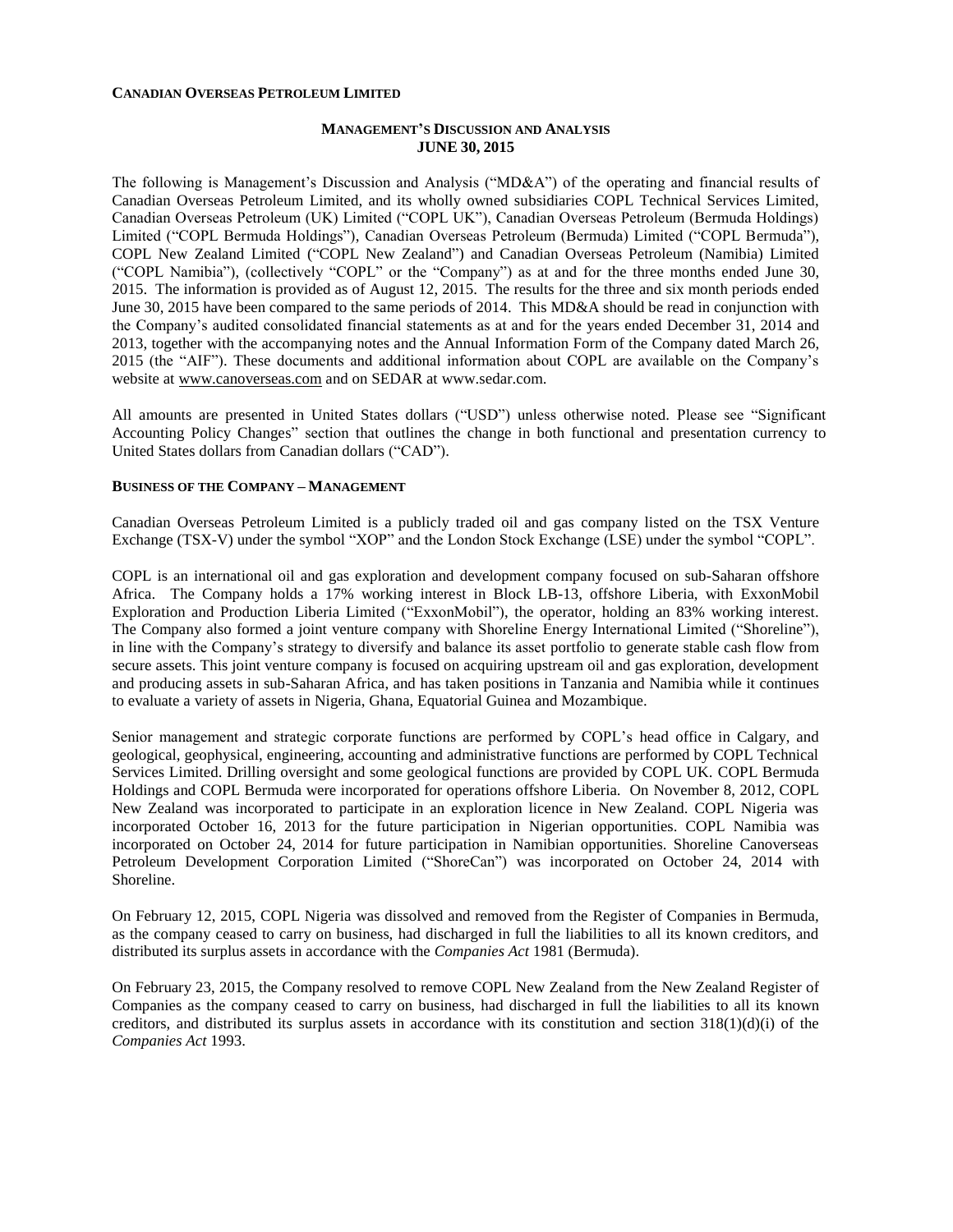**CANADIAN OVERSEAS PETROLEUM LIMITED**

**MANAGEMENT'S DISCUSSION AND ANALYSIS**
**JUNE 30, 2015**

The following is Management's Discussion and Analysis ("MD&A") of the operating and financial results of Canadian Overseas Petroleum Limited, and its wholly owned subsidiaries COPL Technical Services Limited, Canadian Overseas Petroleum (UK) Limited ("COPL UK"), Canadian Overseas Petroleum (Bermuda Holdings) Limited ("COPL Bermuda Holdings"), Canadian Overseas Petroleum (Bermuda) Limited ("COPL Bermuda"), COPL New Zealand Limited ("COPL New Zealand") and Canadian Overseas Petroleum (Namibia) Limited ("COPL Namibia"), (collectively "COPL" or the "Company") as at and for the three months ended June 30, 2015. The information is provided as of August 12, 2015. The results for the three and six month periods ended June 30, 2015 have been compared to the same periods of 2014. This MD&A should be read in conjunction with the Company's audited consolidated financial statements as at and for the years ended December 31, 2014 and 2013, together with the accompanying notes and the Annual Information Form of the Company dated March 26, 2015 (the "AIF"). These documents and additional information about COPL are available on the Company's website at www.canoverseas.com and on SEDAR at www.sedar.com.

All amounts are presented in United States dollars ("USD") unless otherwise noted. Please see "Significant Accounting Policy Changes" section that outlines the change in both functional and presentation currency to United States dollars from Canadian dollars ("CAD").

**BUSINESS OF THE COMPANY – MANAGEMENT**

Canadian Overseas Petroleum Limited is a publicly traded oil and gas company listed on the TSX Venture Exchange (TSX-V) under the symbol "XOP" and the London Stock Exchange (LSE) under the symbol "COPL".

COPL is an international oil and gas exploration and development company focused on sub-Saharan offshore Africa. The Company holds a 17% working interest in Block LB-13, offshore Liberia, with ExxonMobil Exploration and Production Liberia Limited ("ExxonMobil"), the operator, holding an 83% working interest. The Company also formed a joint venture company with Shoreline Energy International Limited ("Shoreline"), in line with the Company's strategy to diversify and balance its asset portfolio to generate stable cash flow from secure assets. This joint venture company is focused on acquiring upstream oil and gas exploration, development and producing assets in sub-Saharan Africa, and has taken positions in Tanzania and Namibia while it continues to evaluate a variety of assets in Nigeria, Ghana, Equatorial Guinea and Mozambique.

Senior management and strategic corporate functions are performed by COPL's head office in Calgary, and geological, geophysical, engineering, accounting and administrative functions are performed by COPL Technical Services Limited. Drilling oversight and some geological functions are provided by COPL UK. COPL Bermuda Holdings and COPL Bermuda were incorporated for operations offshore Liberia. On November 8, 2012, COPL New Zealand was incorporated to participate in an exploration licence in New Zealand. COPL Nigeria was incorporated October 16, 2013 for the future participation in Nigerian opportunities. COPL Namibia was incorporated on October 24, 2014 for future participation in Namibian opportunities. Shoreline Canoverseas Petroleum Development Corporation Limited ("ShoreCan") was incorporated on October 24, 2014 with Shoreline.

On February 12, 2015, COPL Nigeria was dissolved and removed from the Register of Companies in Bermuda, as the company ceased to carry on business, had discharged in full the liabilities to all its known creditors, and distributed its surplus assets in accordance with the *Companies Act* 1981 (Bermuda).

On February 23, 2015, the Company resolved to remove COPL New Zealand from the New Zealand Register of Companies as the company ceased to carry on business, had discharged in full the liabilities to all its known creditors, and distributed its surplus assets in accordance with its constitution and section 318(1)(d)(i) of the *Companies Act* 1993.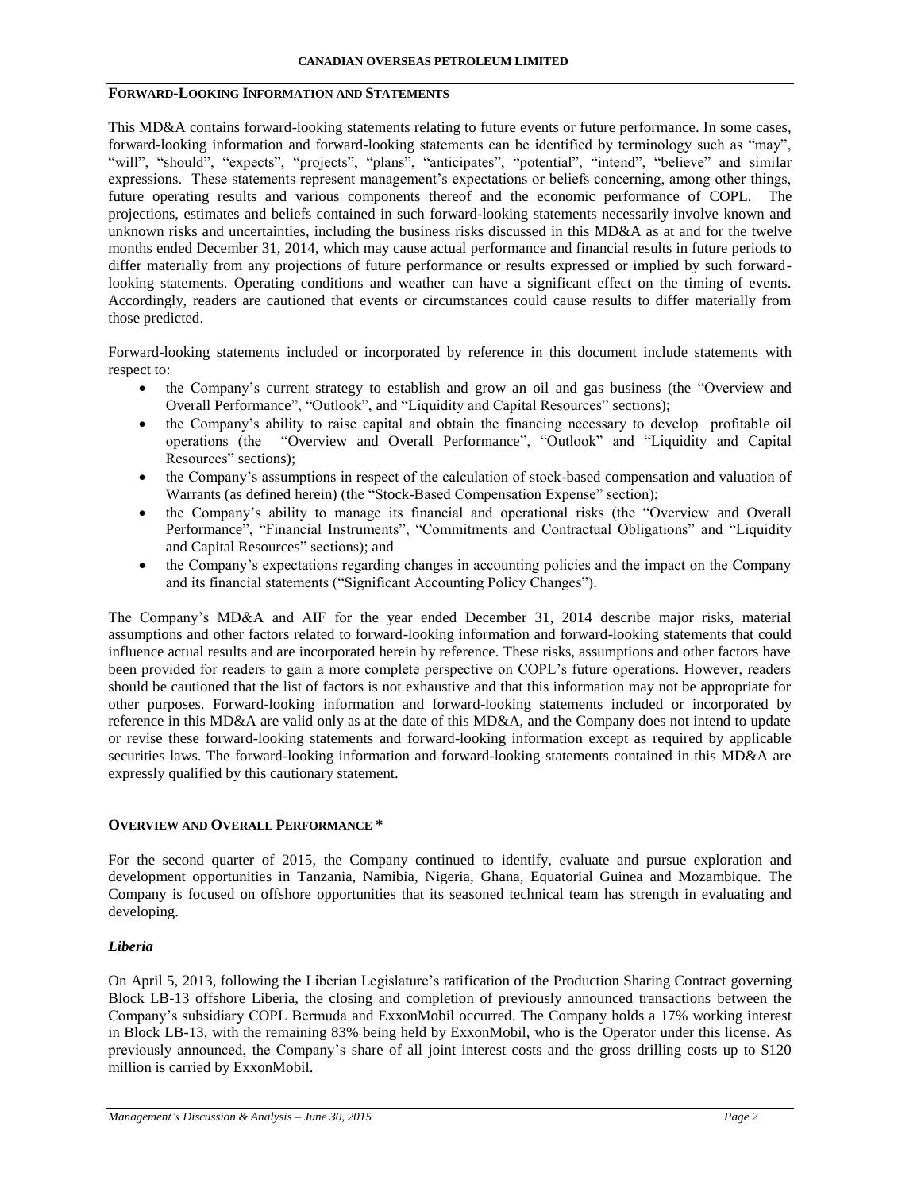## FORWARD-LOOKING INFORMATION AND STATEMENTS

This MD&A contains forward-looking statements relating to future events or future performance. In some cases, forward-looking information and forward-looking statements can be identified by terminology such as "may", "will", "should", "expects", "projects", "plans", "anticipates", "potential", "intend", "believe" and similar expressions. These statements represent management's expectations or beliefs concerning, among other things, future operating results and various components thereof and the economic performance of COPL. The projections, estimates and beliefs contained in such forward-looking statements necessarily involve known and unknown risks and uncertainties, including the business risks discussed in this MD&A as at and for the twelve months ended December 31, 2014, which may cause actual performance and financial results in future periods to differ materially from any projections of future performance or results expressed or implied by such forward-looking statements. Operating conditions and weather can have a significant effect on the timing of events. Accordingly, readers are cautioned that events or circumstances could cause results to differ materially from those predicted.

Forward-looking statements included or incorporated by reference in this document include statements with respect to:

- the Company's current strategy to establish and grow an oil and gas business (the "Overview and Overall Performance", "Outlook", and "Liquidity and Capital Resources" sections);
- the Company's ability to raise capital and obtain the financing necessary to develop profitable oil operations (the "Overview and Overall Performance", "Outlook" and "Liquidity and Capital Resources" sections);
- the Company's assumptions in respect of the calculation of stock-based compensation and valuation of Warrants (as defined herein) (the "Stock-Based Compensation Expense" section);
- the Company's ability to manage its financial and operational risks (the "Overview and Overall Performance", "Financial Instruments", "Commitments and Contractual Obligations" and "Liquidity and Capital Resources" sections); and
- the Company's expectations regarding changes in accounting policies and the impact on the Company and its financial statements ("Significant Accounting Policy Changes").

The Company's MD&A and AIF for the year ended December 31, 2014 describe major risks, material assumptions and other factors related to forward-looking information and forward-looking statements that could influence actual results and are incorporated herein by reference. These risks, assumptions and other factors have been provided for readers to gain a more complete perspective on COPL's future operations. However, readers should be cautioned that the list of factors is not exhaustive and that this information may not be appropriate for other purposes. Forward-looking information and forward-looking statements included or incorporated by reference in this MD&A are valid only as at the date of this MD&A, and the Company does not intend to update or revise these forward-looking statements and forward-looking information except as required by applicable securities laws. The forward-looking information and forward-looking statements contained in this MD&A are expressly qualified by this cautionary statement.

## OVERVIEW AND OVERALL PERFORMANCE *

For the second quarter of 2015, the Company continued to identify, evaluate and pursue exploration and development opportunities in Tanzania, Namibia, Nigeria, Ghana, Equatorial Guinea and Mozambique. The Company is focused on offshore opportunities that its seasoned technical team has strength in evaluating and developing.

### *Liberia*

On April 5, 2013, following the Liberian Legislature's ratification of the Production Sharing Contract governing Block LB-13 offshore Liberia, the closing and completion of previously announced transactions between the Company's subsidiary COPL Bermuda and ExxonMobil occurred. The Company holds a 17% working interest in Block LB-13, with the remaining 83% being held by ExxonMobil, who is the Operator under this license. As previously announced, the Company's share of all joint interest costs and the gross drilling costs up to $120 million is carried by ExxonMobil.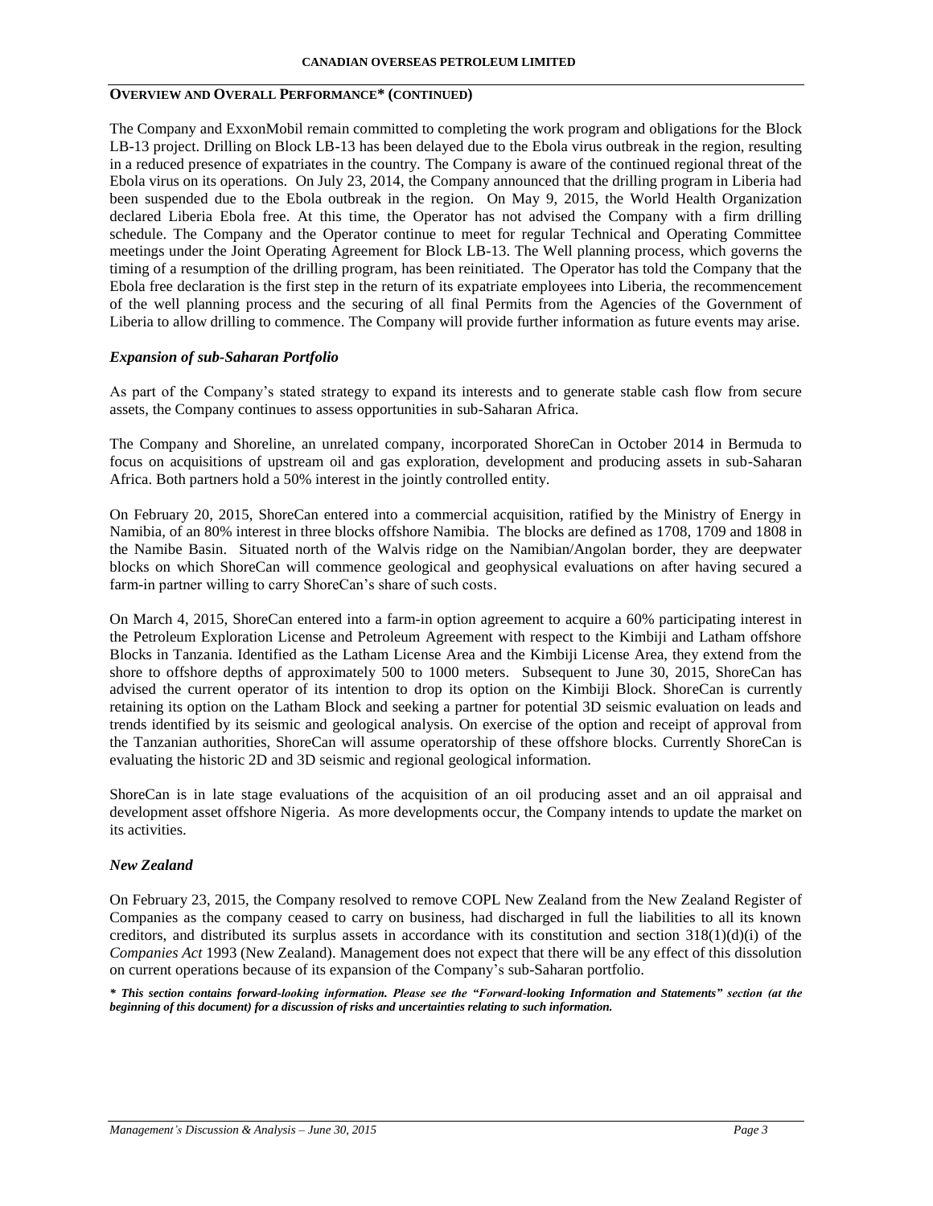**OVERVIEW AND OVERALL PERFORMANCE* (CONTINUED)**

The Company and ExxonMobil remain committed to completing the work program and obligations for the Block LB-13 project. Drilling on Block LB-13 has been delayed due to the Ebola virus outbreak in the region, resulting in a reduced presence of expatriates in the country. The Company is aware of the continued regional threat of the Ebola virus on its operations. On July 23, 2014, the Company announced that the drilling program in Liberia had been suspended due to the Ebola outbreak in the region. On May 9, 2015, the World Health Organization declared Liberia Ebola free. At this time, the Operator has not advised the Company with a firm drilling schedule. The Company and the Operator continue to meet for regular Technical and Operating Committee meetings under the Joint Operating Agreement for Block LB-13. The Well planning process, which governs the timing of a resumption of the drilling program, has been reinitiated. The Operator has told the Company that the Ebola free declaration is the first step in the return of its expatriate employees into Liberia, the recommencement of the well planning process and the securing of all final Permits from the Agencies of the Government of Liberia to allow drilling to commence. The Company will provide further information as future events may arise.

***Expansion of sub-Saharan Portfolio***

As part of the Company's stated strategy to expand its interests and to generate stable cash flow from secure assets, the Company continues to assess opportunities in sub-Saharan Africa.

The Company and Shoreline, an unrelated company, incorporated ShoreCan in October 2014 in Bermuda to focus on acquisitions of upstream oil and gas exploration, development and producing assets in sub-Saharan Africa. Both partners hold a 50% interest in the jointly controlled entity.

On February 20, 2015, ShoreCan entered into a commercial acquisition, ratified by the Ministry of Energy in Namibia, of an 80% interest in three blocks offshore Namibia. The blocks are defined as 1708, 1709 and 1808 in the Namibe Basin. Situated north of the Walvis ridge on the Namibian/Angolan border, they are deepwater blocks on which ShoreCan will commence geological and geophysical evaluations on after having secured a farm-in partner willing to carry ShoreCan's share of such costs.

On March 4, 2015, ShoreCan entered into a farm-in option agreement to acquire a 60% participating interest in the Petroleum Exploration License and Petroleum Agreement with respect to the Kimbiji and Latham offshore Blocks in Tanzania. Identified as the Latham License Area and the Kimbiji License Area, they extend from the shore to offshore depths of approximately 500 to 1000 meters. Subsequent to June 30, 2015, ShoreCan has advised the current operator of its intention to drop its option on the Kimbiji Block. ShoreCan is currently retaining its option on the Latham Block and seeking a partner for potential 3D seismic evaluation on leads and trends identified by its seismic and geological analysis. On exercise of the option and receipt of approval from the Tanzanian authorities, ShoreCan will assume operatorship of these offshore blocks. Currently ShoreCan is evaluating the historic 2D and 3D seismic and regional geological information.

ShoreCan is in late stage evaluations of the acquisition of an oil producing asset and an oil appraisal and development asset offshore Nigeria. As more developments occur, the Company intends to update the market on its activities.

***New Zealand***

On February 23, 2015, the Company resolved to remove COPL New Zealand from the New Zealand Register of Companies as the company ceased to carry on business, had discharged in full the liabilities to all its known creditors, and distributed its surplus assets in accordance with its constitution and section 318(1)(d)(i) of the *Companies Act* 1993 (New Zealand). Management does not expect that there will be any effect of this dissolution on current operations because of its expansion of the Company's sub-Saharan portfolio.

***\* This section contains forward-looking information. Please see the "Forward-looking Information and Statements" section (at the beginning of this document) for a discussion of risks and uncertainties relating to such information.***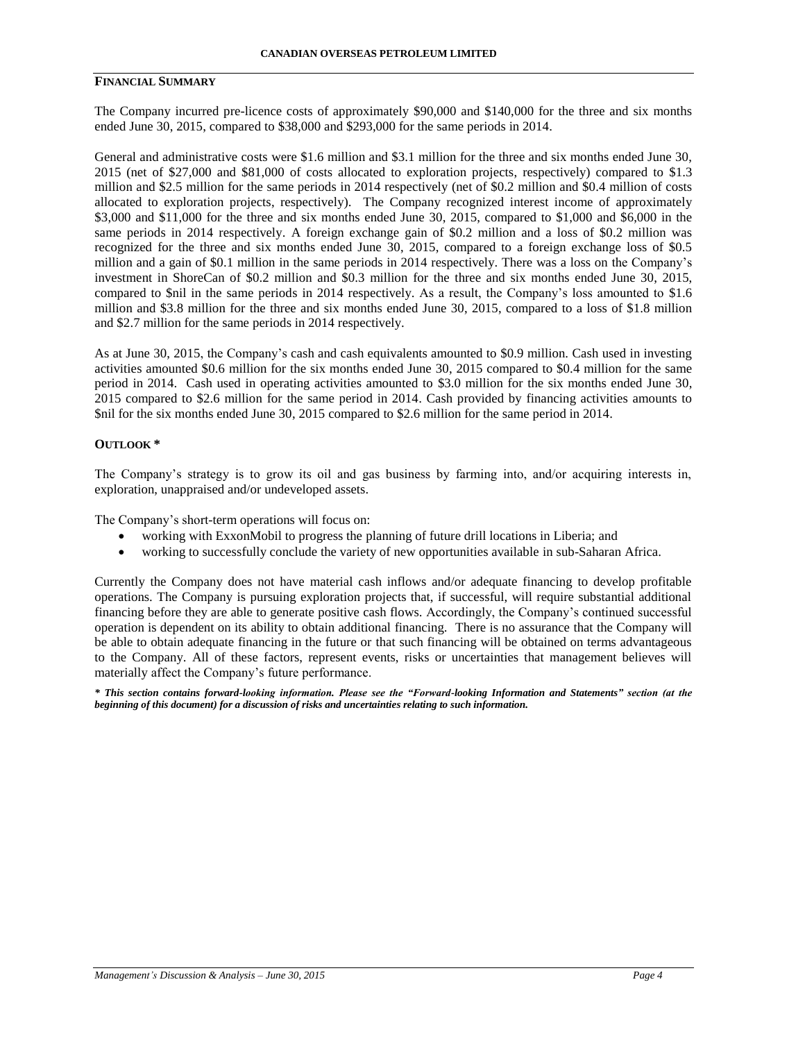## FINANCIAL SUMMARY

The Company incurred pre-licence costs of approximately $90,000 and $140,000 for the three and six months ended June 30, 2015, compared to $38,000 and $293,000 for the same periods in 2014.

General and administrative costs were $1.6 million and $3.1 million for the three and six months ended June 30, 2015 (net of $27,000 and $81,000 of costs allocated to exploration projects, respectively) compared to $1.3 million and $2.5 million for the same periods in 2014 respectively (net of $0.2 million and $0.4 million of costs allocated to exploration projects, respectively). The Company recognized interest income of approximately $3,000 and $11,000 for the three and six months ended June 30, 2015, compared to $1,000 and $6,000 in the same periods in 2014 respectively. A foreign exchange gain of $0.2 million and a loss of $0.2 million was recognized for the three and six months ended June 30, 2015, compared to a foreign exchange loss of $0.5 million and a gain of $0.1 million in the same periods in 2014 respectively. There was a loss on the Company's investment in ShoreCan of $0.2 million and $0.3 million for the three and six months ended June 30, 2015, compared to $nil in the same periods in 2014 respectively. As a result, the Company's loss amounted to $1.6 million and $3.8 million for the three and six months ended June 30, 2015, compared to a loss of $1.8 million and $2.7 million for the same periods in 2014 respectively.

As at June 30, 2015, the Company's cash and cash equivalents amounted to $0.9 million. Cash used in investing activities amounted $0.6 million for the six months ended June 30, 2015 compared to $0.4 million for the same period in 2014. Cash used in operating activities amounted to $3.0 million for the six months ended June 30, 2015 compared to $2.6 million for the same period in 2014. Cash provided by financing activities amounts to $nil for the six months ended June 30, 2015 compared to $2.6 million for the same period in 2014.

## OUTLOOK *

The Company's strategy is to grow its oil and gas business by farming into, and/or acquiring interests in, exploration, unappraised and/or undeveloped assets.

The Company's short-term operations will focus on:

- working with ExxonMobil to progress the planning of future drill locations in Liberia; and
- working to successfully conclude the variety of new opportunities available in sub-Saharan Africa.

Currently the Company does not have material cash inflows and/or adequate financing to develop profitable operations. The Company is pursuing exploration projects that, if successful, will require substantial additional financing before they are able to generate positive cash flows. Accordingly, the Company's continued successful operation is dependent on its ability to obtain additional financing. There is no assurance that the Company will be able to obtain adequate financing in the future or that such financing will be obtained on terms advantageous to the Company. All of these factors, represent events, risks or uncertainties that management believes will materially affect the Company's future performance.

***\* This section contains forward-looking information. Please see the "Forward-looking Information and Statements" section (at the beginning of this document) for a discussion of risks and uncertainties relating to such information.***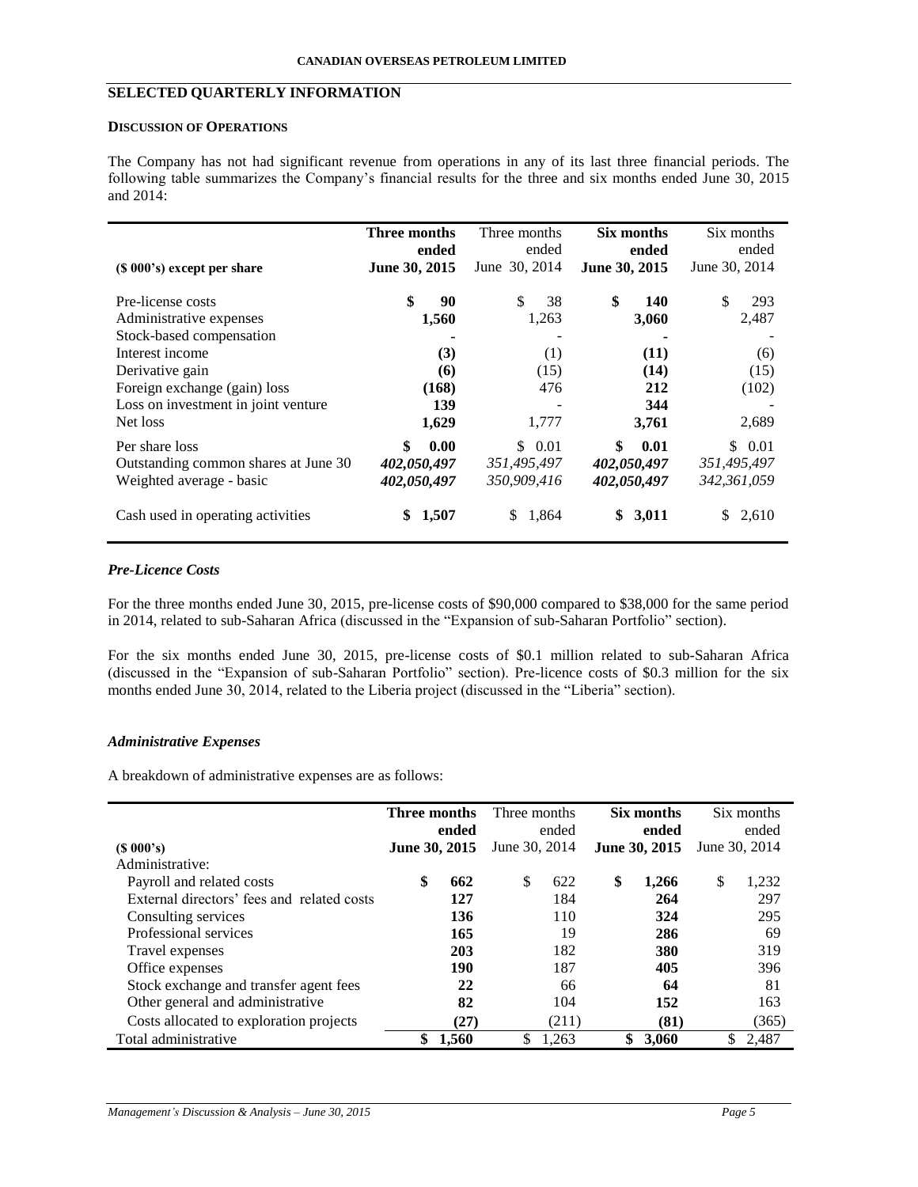## SELECTED QUARTERLY INFORMATION

#### DISCUSSION OF OPERATIONS

The Company has not had significant revenue from operations in any of its last three financial periods. The following table summarizes the Company's financial results for the three and six months ended June 30, 2015 and 2014:

| ($ 000's) except per share | **Three months ended June 30, 2015** | Three months ended June 30, 2014 | **Six months ended June 30, 2015** | Six months ended June 30, 2014 |
|---|---|---|---|---|
| Pre-license costs | **$ 90** | $ 38 | **$ 140** | $ 293 |
| Administrative expenses | **1,560** | 1,263 | **3,060** | 2,487 |
| Stock-based compensation | **-** | - | **-** | - |
| Interest income | **(3)** | (1) | **(11)** | (6) |
| Derivative gain | **(6)** | (15) | **(14)** | (15) |
| Foreign exchange (gain) loss | **(168)** | 476 | **212** | (102) |
| Loss on investment in joint venture | **139** | - | **344** | - |
| Net loss | **1,629** | 1,777 | **3,761** | 2,689 |
| Per share loss | **$ 0.00** | $ 0.01 | **$ 0.01** | $ 0.01 |
| Outstanding common shares at June 30 | ***402,050,497*** | *351,495,497* | ***402,050,497*** | *351,495,497* |
| Weighted average - basic | ***402,050,497*** | *350,909,416* | ***402,050,497*** | *342,361,059* |
| Cash used in operating activities | **$ 1,507** | $ 1,864 | **$ 3,011** | $ 2,610 |

### *Pre-Licence Costs*

For the three months ended June 30, 2015, pre-license costs of $90,000 compared to $38,000 for the same period in 2014, related to sub-Saharan Africa (discussed in the "Expansion of sub-Saharan Portfolio" section).

For the six months ended June 30, 2015, pre-license costs of $0.1 million related to sub-Saharan Africa (discussed in the "Expansion of sub-Saharan Portfolio" section). Pre-licence costs of $0.3 million for the six months ended June 30, 2014, related to the Liberia project (discussed in the "Liberia" section).

### *Administrative Expenses*

A breakdown of administrative expenses are as follows:

| ($ 000's) | **Three months ended June 30, 2015** | Three months ended June 30, 2014 | **Six months ended June 30, 2015** | Six months ended June 30, 2014 |
|---|---|---|---|---|
| Administrative: | | | | |
| Payroll and related costs | **$ 662** | $ 622 | **$ 1,266** | $ 1,232 |
| External directors' fees and related costs | **127** | 184 | **264** | 297 |
| Consulting services | **136** | 110 | **324** | 295 |
| Professional services | **165** | 19 | **286** | 69 |
| Travel expenses | **203** | 182 | **380** | 319 |
| Office expenses | **190** | 187 | **405** | 396 |
| Stock exchange and transfer agent fees | **22** | 66 | **64** | 81 |
| Other general and administrative | **82** | 104 | **152** | 163 |
| Costs allocated to exploration projects | **(27)** | (211) | **(81)** | (365) |
| Total administrative | **$ 1,560** | $ 1,263 | **$ 3,060** | $ 2,487 |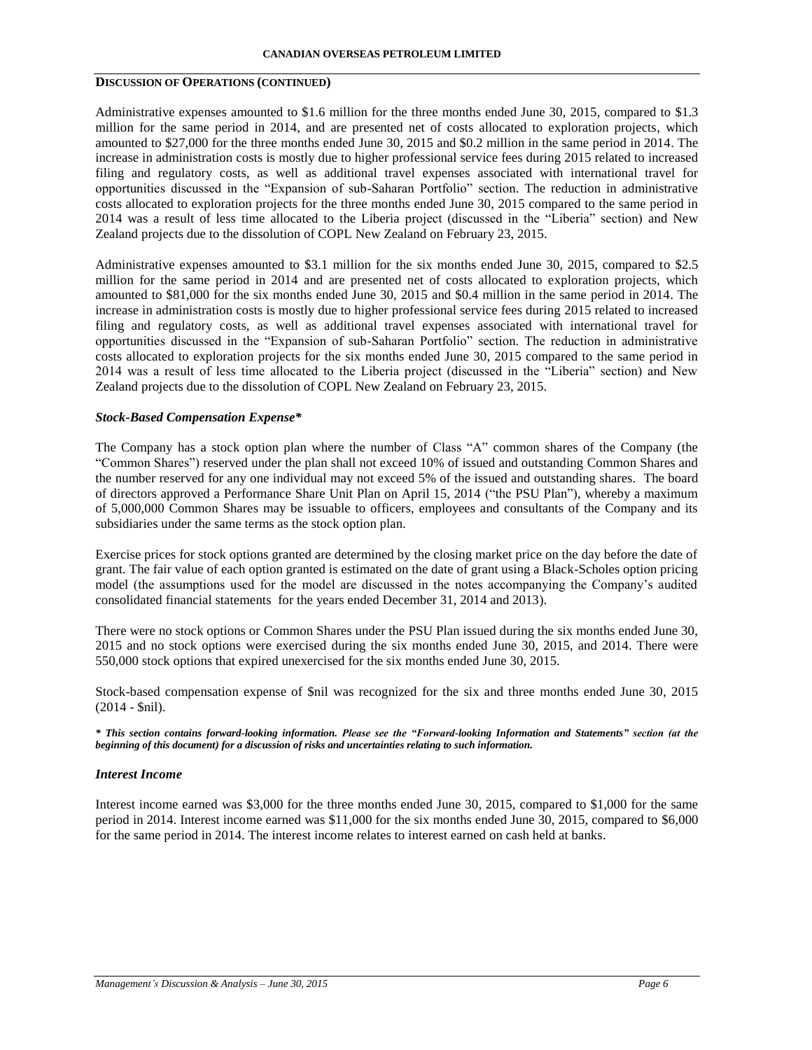**DISCUSSION OF OPERATIONS (CONTINUED)**

Administrative expenses amounted to $1.6 million for the three months ended June 30, 2015, compared to $1.3 million for the same period in 2014, and are presented net of costs allocated to exploration projects, which amounted to $27,000 for the three months ended June 30, 2015 and $0.2 million in the same period in 2014. The increase in administration costs is mostly due to higher professional service fees during 2015 related to increased filing and regulatory costs, as well as additional travel expenses associated with international travel for opportunities discussed in the "Expansion of sub-Saharan Portfolio" section. The reduction in administrative costs allocated to exploration projects for the three months ended June 30, 2015 compared to the same period in 2014 was a result of less time allocated to the Liberia project (discussed in the "Liberia" section) and New Zealand projects due to the dissolution of COPL New Zealand on February 23, 2015.

Administrative expenses amounted to $3.1 million for the six months ended June 30, 2015, compared to $2.5 million for the same period in 2014 and are presented net of costs allocated to exploration projects, which amounted to $81,000 for the six months ended June 30, 2015 and $0.4 million in the same period in 2014. The increase in administration costs is mostly due to higher professional service fees during 2015 related to increased filing and regulatory costs, as well as additional travel expenses associated with international travel for opportunities discussed in the "Expansion of sub-Saharan Portfolio" section. The reduction in administrative costs allocated to exploration projects for the six months ended June 30, 2015 compared to the same period in 2014 was a result of less time allocated to the Liberia project (discussed in the "Liberia" section) and New Zealand projects due to the dissolution of COPL New Zealand on February 23, 2015.

### *Stock-Based Compensation Expense**

The Company has a stock option plan where the number of Class "A" common shares of the Company (the "Common Shares") reserved under the plan shall not exceed 10% of issued and outstanding Common Shares and the number reserved for any one individual may not exceed 5% of the issued and outstanding shares. The board of directors approved a Performance Share Unit Plan on April 15, 2014 ("the PSU Plan"), whereby a maximum of 5,000,000 Common Shares may be issuable to officers, employees and consultants of the Company and its subsidiaries under the same terms as the stock option plan.

Exercise prices for stock options granted are determined by the closing market price on the day before the date of grant. The fair value of each option granted is estimated on the date of grant using a Black-Scholes option pricing model (the assumptions used for the model are discussed in the notes accompanying the Company's audited consolidated financial statements for the years ended December 31, 2014 and 2013).

There were no stock options or Common Shares under the PSU Plan issued during the six months ended June 30, 2015 and no stock options were exercised during the six months ended June 30, 2015, and 2014. There were 550,000 stock options that expired unexercised for the six months ended June 30, 2015.

Stock-based compensation expense of $nil was recognized for the six and three months ended June 30, 2015 (2014 - $nil).

***\* This section contains forward-looking information. Please see the "Forward-looking Information and Statements" section (at the beginning of this document) for a discussion of risks and uncertainties relating to such information.***

### *Interest Income*

Interest income earned was $3,000 for the three months ended June 30, 2015, compared to $1,000 for the same period in 2014. Interest income earned was $11,000 for the six months ended June 30, 2015, compared to $6,000 for the same period in 2014. The interest income relates to interest earned on cash held at banks.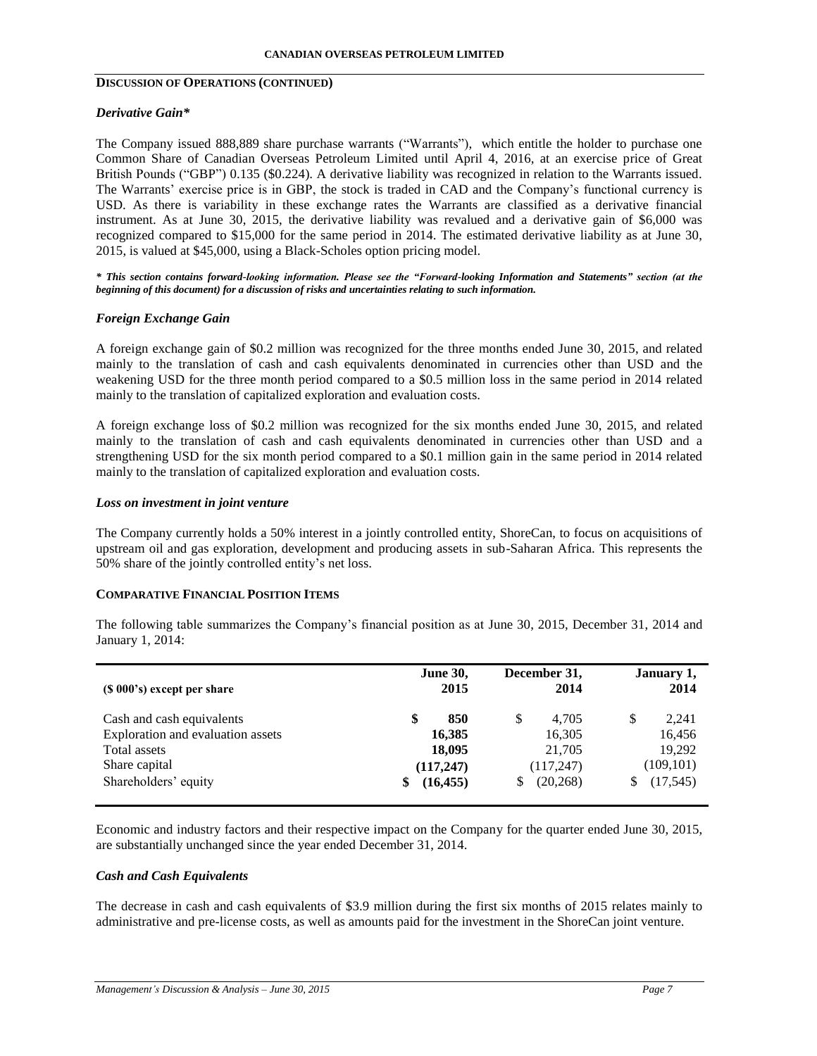**DISCUSSION OF OPERATIONS (CONTINUED)**

### *Derivative Gain**

The Company issued 888,889 share purchase warrants ("Warrants"), which entitle the holder to purchase one Common Share of Canadian Overseas Petroleum Limited until April 4, 2016, at an exercise price of Great British Pounds ("GBP") 0.135 ($0.224). A derivative liability was recognized in relation to the Warrants issued. The Warrants' exercise price is in GBP, the stock is traded in CAD and the Company's functional currency is USD. As there is variability in these exchange rates the Warrants are classified as a derivative financial instrument. As at June 30, 2015, the derivative liability was revalued and a derivative gain of $6,000 was recognized compared to $15,000 for the same period in 2014. The estimated derivative liability as at June 30, 2015, is valued at $45,000, using a Black-Scholes option pricing model.

***\* This section contains forward-looking information. Please see the "Forward-looking Information and Statements" section (at the beginning of this document) for a discussion of risks and uncertainties relating to such information.***

### *Foreign Exchange Gain*

A foreign exchange gain of $0.2 million was recognized for the three months ended June 30, 2015, and related mainly to the translation of cash and cash equivalents denominated in currencies other than USD and the weakening USD for the three month period compared to a $0.5 million loss in the same period in 2014 related mainly to the translation of capitalized exploration and evaluation costs.

A foreign exchange loss of $0.2 million was recognized for the six months ended June 30, 2015, and related mainly to the translation of cash and cash equivalents denominated in currencies other than USD and a strengthening USD for the six month period compared to a $0.1 million gain in the same period in 2014 related mainly to the translation of capitalized exploration and evaluation costs.

### *Loss on investment in joint venture*

The Company currently holds a 50% interest in a jointly controlled entity, ShoreCan, to focus on acquisitions of upstream oil and gas exploration, development and producing assets in sub-Saharan Africa. This represents the 50% share of the jointly controlled entity's net loss.

## COMPARATIVE FINANCIAL POSITION ITEMS

The following table summarizes the Company's financial position as at June 30, 2015, December 31, 2014 and January 1, 2014:

| ($ 000's) except per share | June 30, 2015 | December 31, 2014 | January 1, 2014 |
|---|---|---|---|
| Cash and cash equivalents | $ 850 | $ 4,705 | $ 2,241 |
| Exploration and evaluation assets | 16,385 | 16,305 | 16,456 |
| Total assets | 18,095 | 21,705 | 19,292 |
| Share capital | (117,247) | (117,247) | (109,101) |
| Shareholders' equity | $ (16,455) | $ (20,268) | $ (17,545) |

Economic and industry factors and their respective impact on the Company for the quarter ended June 30, 2015, are substantially unchanged since the year ended December 31, 2014.

### *Cash and Cash Equivalents*

The decrease in cash and cash equivalents of $3.9 million during the first six months of 2015 relates mainly to administrative and pre-license costs, as well as amounts paid for the investment in the ShoreCan joint venture.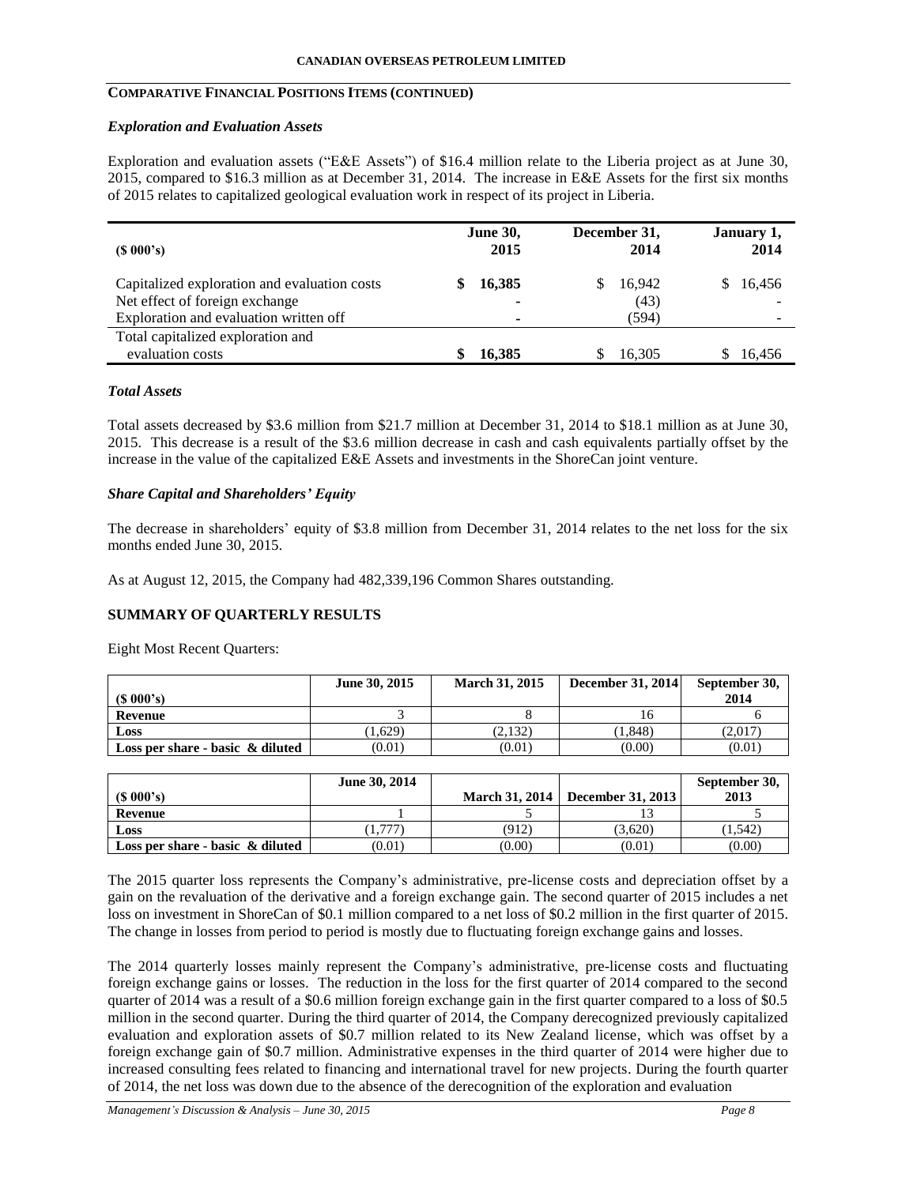## COMPARATIVE FINANCIAL POSITIONS ITEMS (CONTINUED)

### *Exploration and Evaluation Assets*

Exploration and evaluation assets ("E&E Assets") of $16.4 million relate to the Liberia project as at June 30, 2015, compared to $16.3 million as at December 31, 2014. The increase in E&E Assets for the first six months of 2015 relates to capitalized geological evaluation work in respect of its project in Liberia.

| ($ 000's) | June 30, 2015 | December 31, 2014 | January 1, 2014 |
|---|---|---|---|
| Capitalized exploration and evaluation costs | $ 16,385 | $ 16,942 | $ 16,456 |
| Net effect of foreign exchange | - | (43) | - |
| Exploration and evaluation written off | - | (594) | - |
| Total capitalized exploration and evaluation costs | $ 16,385 | $ 16,305 | $ 16,456 |

### *Total Assets*

Total assets decreased by $3.6 million from $21.7 million at December 31, 2014 to $18.1 million as at June 30, 2015. This decrease is a result of the $3.6 million decrease in cash and cash equivalents partially offset by the increase in the value of the capitalized E&E Assets and investments in the ShoreCan joint venture.

### *Share Capital and Shareholders' Equity*

The decrease in shareholders' equity of $3.8 million from December 31, 2014 relates to the net loss for the six months ended June 30, 2015.

As at August 12, 2015, the Company had 482,339,196 Common Shares outstanding.

## SUMMARY OF QUARTERLY RESULTS

Eight Most Recent Quarters:

| ($ 000's) | June 30, 2015 | March 31, 2015 | December 31, 2014 | September 30, 2014 |
|---|---|---|---|---|
| **Revenue** | 3 | 8 | 16 | 6 |
| **Loss** | (1,629) | (2,132) | (1,848) | (2,017) |
| **Loss per share - basic & diluted** | (0.01) | (0.01) | (0.00) | (0.01) |

| ($ 000's) | June 30, 2014 | March 31, 2014 | December 31, 2013 | September 30, 2013 |
|---|---|---|---|---|
| **Revenue** | 1 | 5 | 13 | 5 |
| **Loss** | (1,777) | (912) | (3,620) | (1,542) |
| **Loss per share - basic & diluted** | (0.01) | (0.00) | (0.01) | (0.00) |

The 2015 quarter loss represents the Company's administrative, pre-license costs and depreciation offset by a gain on the revaluation of the derivative and a foreign exchange gain. The second quarter of 2015 includes a net loss on investment in ShoreCan of $0.1 million compared to a net loss of $0.2 million in the first quarter of 2015. The change in losses from period to period is mostly due to fluctuating foreign exchange gains and losses.

The 2014 quarterly losses mainly represent the Company's administrative, pre-license costs and fluctuating foreign exchange gains or losses. The reduction in the loss for the first quarter of 2014 compared to the second quarter of 2014 was a result of a $0.6 million foreign exchange gain in the first quarter compared to a loss of $0.5 million in the second quarter. During the third quarter of 2014, the Company derecognized previously capitalized evaluation and exploration assets of $0.7 million related to its New Zealand license, which was offset by a foreign exchange gain of $0.7 million. Administrative expenses in the third quarter of 2014 were higher due to increased consulting fees related to financing and international travel for new projects. During the fourth quarter of 2014, the net loss was down due to the absence of the derecognition of the exploration and evaluation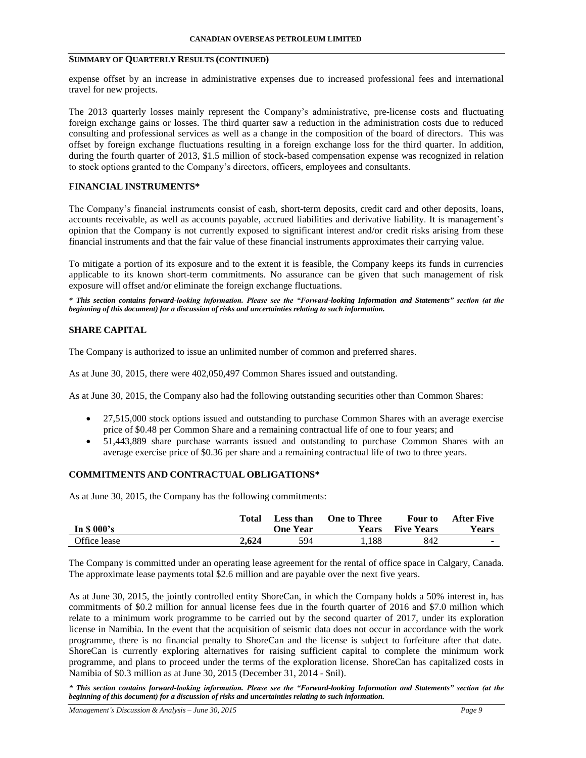## SUMMARY OF QUARTERLY RESULTS (CONTINUED)

expense offset by an increase in administrative expenses due to increased professional fees and international travel for new projects.

The 2013 quarterly losses mainly represent the Company's administrative, pre-license costs and fluctuating foreign exchange gains or losses. The third quarter saw a reduction in the administration costs due to reduced consulting and professional services as well as a change in the composition of the board of directors. This was offset by foreign exchange fluctuations resulting in a foreign exchange loss for the third quarter. In addition, during the fourth quarter of 2013, $1.5 million of stock-based compensation expense was recognized in relation to stock options granted to the Company's directors, officers, employees and consultants.

## FINANCIAL INSTRUMENTS*

The Company's financial instruments consist of cash, short-term deposits, credit card and other deposits, loans, accounts receivable, as well as accounts payable, accrued liabilities and derivative liability. It is management's opinion that the Company is not currently exposed to significant interest and/or credit risks arising from these financial instruments and that the fair value of these financial instruments approximates their carrying value.

To mitigate a portion of its exposure and to the extent it is feasible, the Company keeps its funds in currencies applicable to its known short-term commitments. No assurance can be given that such management of risk exposure will offset and/or eliminate the foreign exchange fluctuations.

***\* This section contains forward-looking information. Please see the "Forward-looking Information and Statements" section (at the beginning of this document) for a discussion of risks and uncertainties relating to such information.***

## SHARE CAPITAL

The Company is authorized to issue an unlimited number of common and preferred shares.

As at June 30, 2015, there were 402,050,497 Common Shares issued and outstanding.

As at June 30, 2015, the Company also had the following outstanding securities other than Common Shares:

- 27,515,000 stock options issued and outstanding to purchase Common Shares with an average exercise price of $0.48 per Common Share and a remaining contractual life of one to four years; and
- 51,443,889 share purchase warrants issued and outstanding to purchase Common Shares with an average exercise price of $0.36 per share and a remaining contractual life of two to three years.

## COMMITMENTS AND CONTRACTUAL OBLIGATIONS*

As at June 30, 2015, the Company has the following commitments:

| In $ 000's | Total | Less than One Year | One to Three Years | Four to Five Years | After Five Years |
|---|---|---|---|---|---|
| Office lease | **2,624** | 594 | 1,188 | 842 | - |

The Company is committed under an operating lease agreement for the rental of office space in Calgary, Canada. The approximate lease payments total $2.6 million and are payable over the next five years.

As at June 30, 2015, the jointly controlled entity ShoreCan, in which the Company holds a 50% interest in, has commitments of $0.2 million for annual license fees due in the fourth quarter of 2016 and $7.0 million which relate to a minimum work programme to be carried out by the second quarter of 2017, under its exploration license in Namibia. In the event that the acquisition of seismic data does not occur in accordance with the work programme, there is no financial penalty to ShoreCan and the license is subject to forfeiture after that date. ShoreCan is currently exploring alternatives for raising sufficient capital to complete the minimum work programme, and plans to proceed under the terms of the exploration license. ShoreCan has capitalized costs in Namibia of $0.3 million as at June 30, 2015 (December 31, 2014 - $nil).

***\* This section contains forward-looking information. Please see the "Forward-looking Information and Statements" section (at the beginning of this document) for a discussion of risks and uncertainties relating to such information.***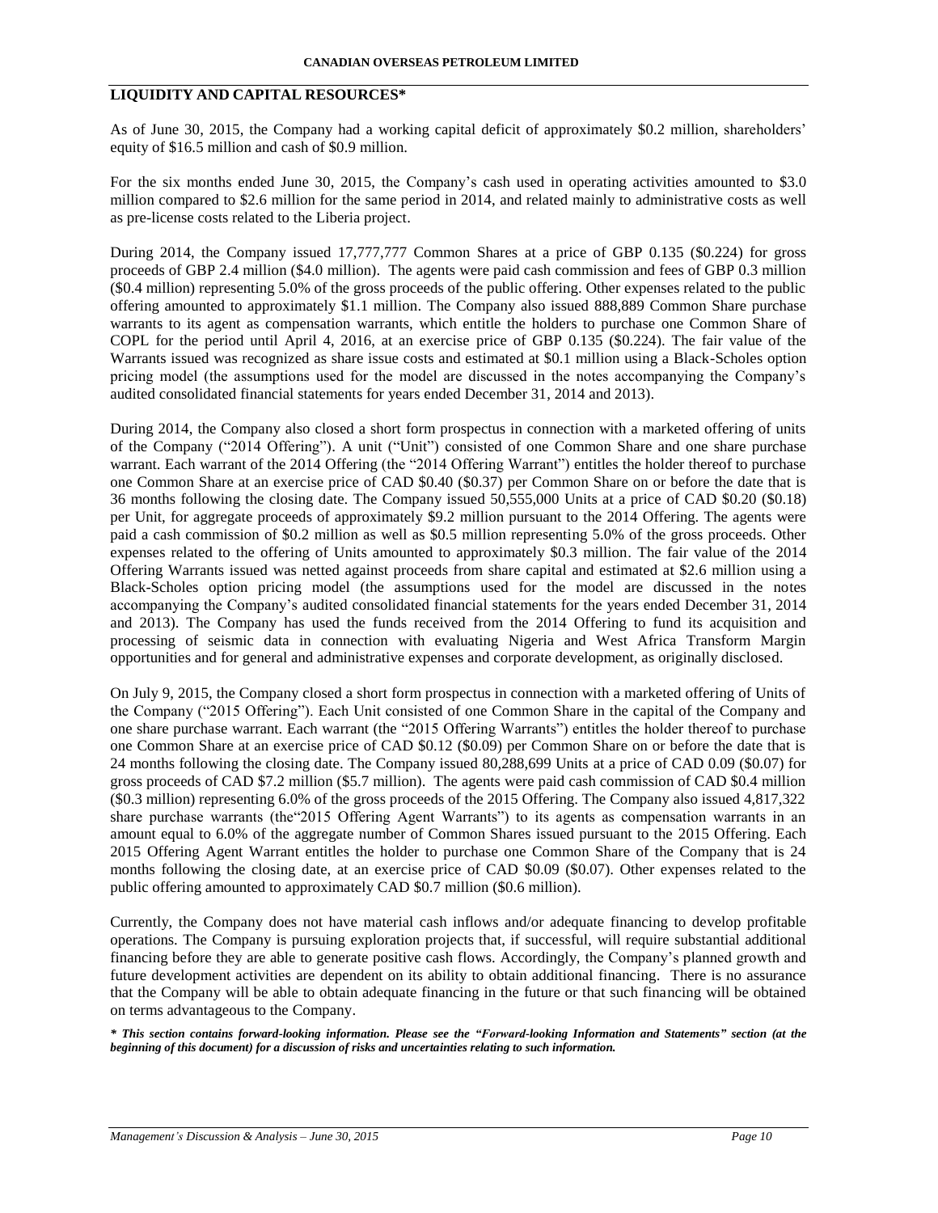## LIQUIDITY AND CAPITAL RESOURCES*

As of June 30, 2015, the Company had a working capital deficit of approximately $0.2 million, shareholders' equity of $16.5 million and cash of $0.9 million.

For the six months ended June 30, 2015, the Company's cash used in operating activities amounted to $3.0 million compared to $2.6 million for the same period in 2014, and related mainly to administrative costs as well as pre-license costs related to the Liberia project.

During 2014, the Company issued 17,777,777 Common Shares at a price of GBP 0.135 ($0.224) for gross proceeds of GBP 2.4 million ($4.0 million). The agents were paid cash commission and fees of GBP 0.3 million ($0.4 million) representing 5.0% of the gross proceeds of the public offering. Other expenses related to the public offering amounted to approximately $1.1 million. The Company also issued 888,889 Common Share purchase warrants to its agent as compensation warrants, which entitle the holders to purchase one Common Share of COPL for the period until April 4, 2016, at an exercise price of GBP 0.135 ($0.224). The fair value of the Warrants issued was recognized as share issue costs and estimated at $0.1 million using a Black-Scholes option pricing model (the assumptions used for the model are discussed in the notes accompanying the Company's audited consolidated financial statements for years ended December 31, 2014 and 2013).

During 2014, the Company also closed a short form prospectus in connection with a marketed offering of units of the Company ("2014 Offering"). A unit ("Unit") consisted of one Common Share and one share purchase warrant. Each warrant of the 2014 Offering (the "2014 Offering Warrant") entitles the holder thereof to purchase one Common Share at an exercise price of CAD $0.40 ($0.37) per Common Share on or before the date that is 36 months following the closing date. The Company issued 50,555,000 Units at a price of CAD $0.20 ($0.18) per Unit, for aggregate proceeds of approximately $9.2 million pursuant to the 2014 Offering. The agents were paid a cash commission of $0.2 million as well as $0.5 million representing 5.0% of the gross proceeds. Other expenses related to the offering of Units amounted to approximately $0.3 million. The fair value of the 2014 Offering Warrants issued was netted against proceeds from share capital and estimated at $2.6 million using a Black-Scholes option pricing model (the assumptions used for the model are discussed in the notes accompanying the Company's audited consolidated financial statements for the years ended December 31, 2014 and 2013). The Company has used the funds received from the 2014 Offering to fund its acquisition and processing of seismic data in connection with evaluating Nigeria and West Africa Transform Margin opportunities and for general and administrative expenses and corporate development, as originally disclosed.

On July 9, 2015, the Company closed a short form prospectus in connection with a marketed offering of Units of the Company ("2015 Offering"). Each Unit consisted of one Common Share in the capital of the Company and one share purchase warrant. Each warrant (the "2015 Offering Warrants") entitles the holder thereof to purchase one Common Share at an exercise price of CAD $0.12 ($0.09) per Common Share on or before the date that is 24 months following the closing date. The Company issued 80,288,699 Units at a price of CAD 0.09 ($0.07) for gross proceeds of CAD $7.2 million ($5.7 million). The agents were paid cash commission of CAD $0.4 million ($0.3 million) representing 6.0% of the gross proceeds of the 2015 Offering. The Company also issued 4,817,322 share purchase warrants (the"2015 Offering Agent Warrants") to its agents as compensation warrants in an amount equal to 6.0% of the aggregate number of Common Shares issued pursuant to the 2015 Offering. Each 2015 Offering Agent Warrant entitles the holder to purchase one Common Share of the Company that is 24 months following the closing date, at an exercise price of CAD $0.09 ($0.07). Other expenses related to the public offering amounted to approximately CAD $0.7 million ($0.6 million).

Currently, the Company does not have material cash inflows and/or adequate financing to develop profitable operations. The Company is pursuing exploration projects that, if successful, will require substantial additional financing before they are able to generate positive cash flows. Accordingly, the Company's planned growth and future development activities are dependent on its ability to obtain additional financing. There is no assurance that the Company will be able to obtain adequate financing in the future or that such financing will be obtained on terms advantageous to the Company.

***\* This section contains forward-looking information. Please see the "Forward-looking Information and Statements" section (at the beginning of this document) for a discussion of risks and uncertainties relating to such information.***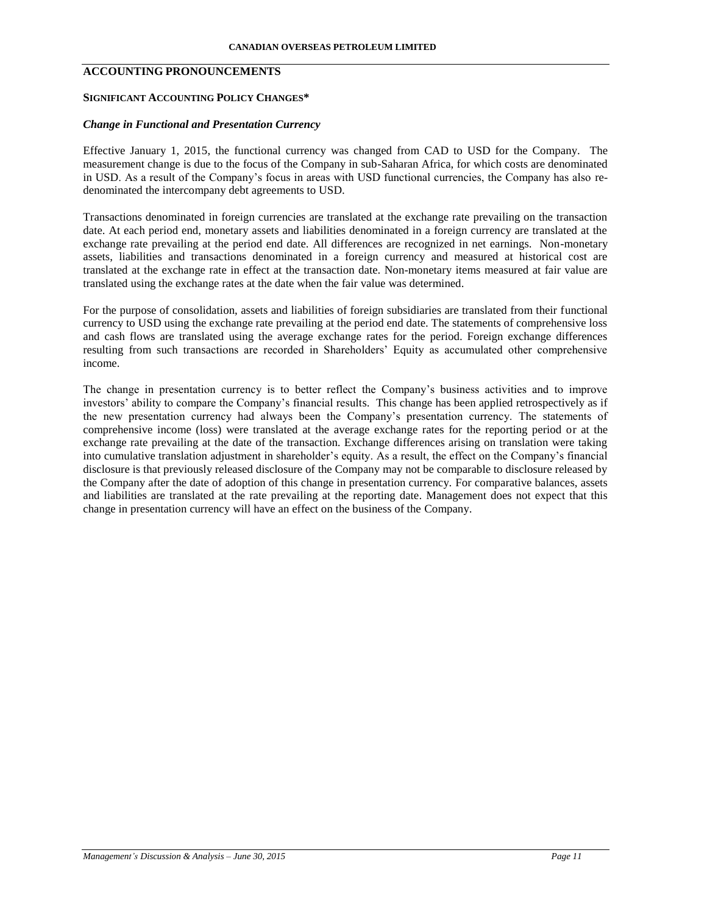## ACCOUNTING PRONOUNCEMENTS

### SIGNIFICANT ACCOUNTING POLICY CHANGES*

#### *Change in Functional and Presentation Currency*

Effective January 1, 2015, the functional currency was changed from CAD to USD for the Company. The measurement change is due to the focus of the Company in sub-Saharan Africa, for which costs are denominated in USD. As a result of the Company's focus in areas with USD functional currencies, the Company has also re-denominated the intercompany debt agreements to USD.

Transactions denominated in foreign currencies are translated at the exchange rate prevailing on the transaction date. At each period end, monetary assets and liabilities denominated in a foreign currency are translated at the exchange rate prevailing at the period end date. All differences are recognized in net earnings. Non-monetary assets, liabilities and transactions denominated in a foreign currency and measured at historical cost are translated at the exchange rate in effect at the transaction date. Non-monetary items measured at fair value are translated using the exchange rates at the date when the fair value was determined.

For the purpose of consolidation, assets and liabilities of foreign subsidiaries are translated from their functional currency to USD using the exchange rate prevailing at the period end date. The statements of comprehensive loss and cash flows are translated using the average exchange rates for the period. Foreign exchange differences resulting from such transactions are recorded in Shareholders' Equity as accumulated other comprehensive income.

The change in presentation currency is to better reflect the Company's business activities and to improve investors' ability to compare the Company's financial results. This change has been applied retrospectively as if the new presentation currency had always been the Company's presentation currency. The statements of comprehensive income (loss) were translated at the average exchange rates for the reporting period or at the exchange rate prevailing at the date of the transaction. Exchange differences arising on translation were taking into cumulative translation adjustment in shareholder's equity. As a result, the effect on the Company's financial disclosure is that previously released disclosure of the Company may not be comparable to disclosure released by the Company after the date of adoption of this change in presentation currency. For comparative balances, assets and liabilities are translated at the rate prevailing at the reporting date. Management does not expect that this change in presentation currency will have an effect on the business of the Company.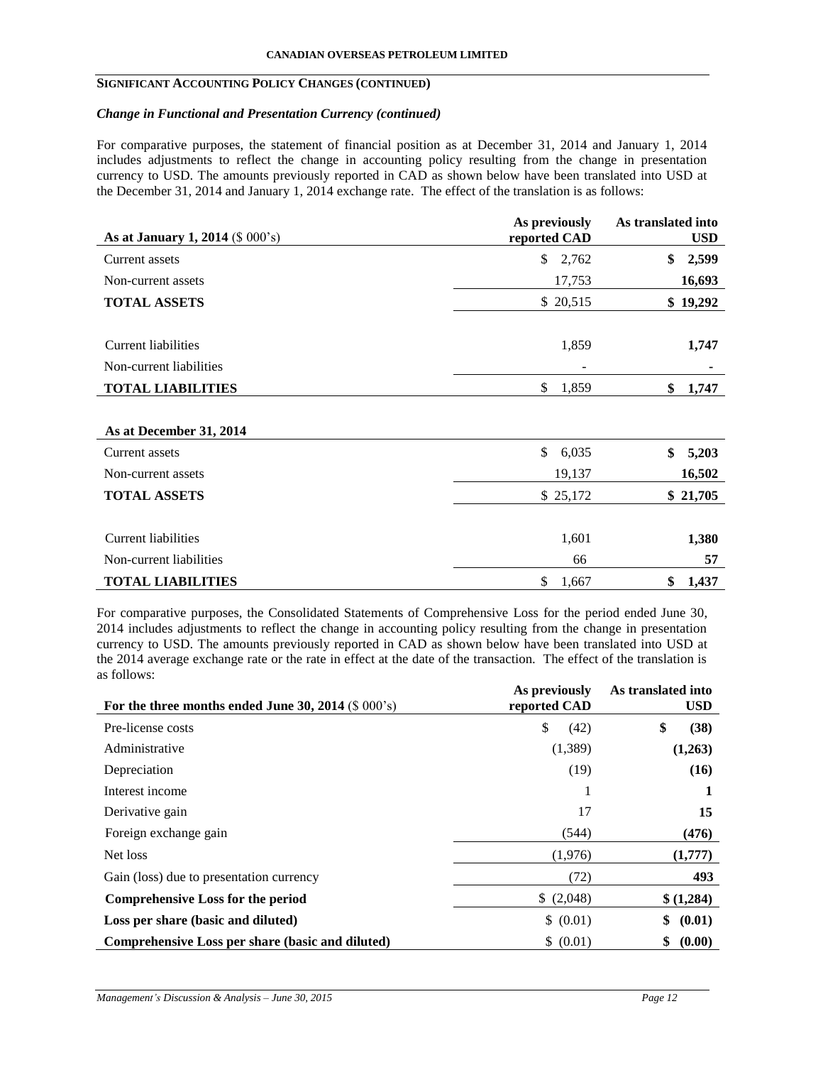## SIGNIFICANT ACCOUNTING POLICY CHANGES (CONTINUED)

### *Change in Functional and Presentation Currency (continued)*

For comparative purposes, the statement of financial position as at December 31, 2014 and January 1, 2014 includes adjustments to reflect the change in accounting policy resulting from the change in presentation currency to USD. The amounts previously reported in CAD as shown below have been translated into USD at the December 31, 2014 and January 1, 2014 exchange rate. The effect of the translation is as follows:

| **As at January 1, 2014** ($ 000's) | **As previously reported CAD** | **As translated into USD** |
|---|---|---|
| Current assets | $ 2,762 | **$ 2,599** |
| Non-current assets | 17,753 | **16,693** |
| **TOTAL ASSETS** | $ 20,515 | **$ 19,292** |
| | | |
| Current liabilities | 1,859 | **1,747** |
| Non-current liabilities | - | **-** |
| **TOTAL LIABILITIES** | $ 1,859 | **$ 1,747** |
| | | |
| **As at December 31, 2014** | | |
| Current assets | $ 6,035 | **$ 5,203** |
| Non-current assets | 19,137 | **16,502** |
| **TOTAL ASSETS** | $ 25,172 | **$ 21,705** |
| | | |
| Current liabilities | 1,601 | **1,380** |
| Non-current liabilities | 66 | **57** |
| **TOTAL LIABILITIES** | $ 1,667 | **$ 1,437** |

For comparative purposes, the Consolidated Statements of Comprehensive Loss for the period ended June 30, 2014 includes adjustments to reflect the change in accounting policy resulting from the change in presentation currency to USD. The amounts previously reported in CAD as shown below have been translated into USD at the 2014 average exchange rate or the rate in effect at the date of the transaction. The effect of the translation is as follows:

| **For the three months ended June 30, 2014** ($ 000's) | **As previously reported CAD** | **As translated into USD** |
|---|---|---|
| Pre-license costs | $ (42) | **$ (38)** |
| Administrative | (1,389) | **(1,263)** |
| Depreciation | (19) | **(16)** |
| Interest income | 1 | **1** |
| Derivative gain | 17 | **15** |
| Foreign exchange gain | (544) | **(476)** |
| Net loss | (1,976) | **(1,777)** |
| Gain (loss) due to presentation currency | (72) | **493** |
| **Comprehensive Loss for the period** | $ (2,048) | **$ (1,284)** |
| **Loss per share (basic and diluted)** | $ (0.01) | **$ (0.01)** |
| **Comprehensive Loss per share (basic and diluted)** | $ (0.01) | **$ (0.00)** |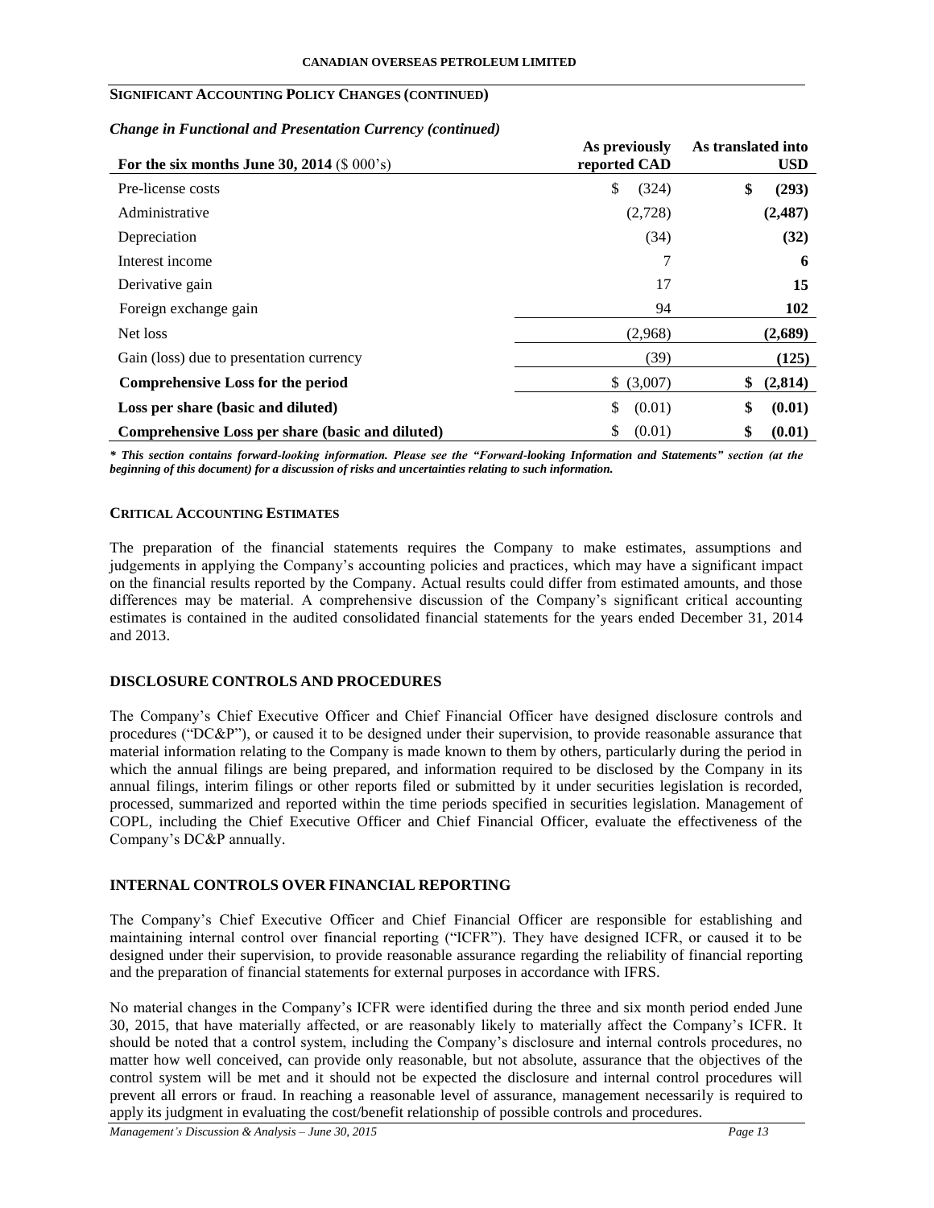## SIGNIFICANT ACCOUNTING POLICY CHANGES (CONTINUED)

*Change in Functional and Presentation Currency (continued)*

| For the six months June 30, 2014 ($ 000's) | As previously reported CAD | As translated into USD |
|---|---|---|
| Pre-license costs | $ (324) | **$ (293)** |
| Administrative | (2,728) | **(2,487)** |
| Depreciation | (34) | **(32)** |
| Interest income | 7 | **6** |
| Derivative gain | 17 | **15** |
| Foreign exchange gain | 94 | **102** |
| Net loss | (2,968) | **(2,689)** |
| Gain (loss) due to presentation currency | (39) | **(125)** |
| **Comprehensive Loss for the period** | $ (3,007) | **$ (2,814)** |
| **Loss per share (basic and diluted)** | $ (0.01) | **$ (0.01)** |
| **Comprehensive Loss per share (basic and diluted)** | $ (0.01) | **$ (0.01)** |

***\* This section contains forward-looking information. Please see the "Forward-looking Information and Statements" section (at the beginning of this document) for a discussion of risks and uncertainties relating to such information.***

### CRITICAL ACCOUNTING ESTIMATES

The preparation of the financial statements requires the Company to make estimates, assumptions and judgements in applying the Company's accounting policies and practices, which may have a significant impact on the financial results reported by the Company. Actual results could differ from estimated amounts, and those differences may be material. A comprehensive discussion of the Company's significant critical accounting estimates is contained in the audited consolidated financial statements for the years ended December 31, 2014 and 2013.

### DISCLOSURE CONTROLS AND PROCEDURES

The Company's Chief Executive Officer and Chief Financial Officer have designed disclosure controls and procedures ("DC&P"), or caused it to be designed under their supervision, to provide reasonable assurance that material information relating to the Company is made known to them by others, particularly during the period in which the annual filings are being prepared, and information required to be disclosed by the Company in its annual filings, interim filings or other reports filed or submitted by it under securities legislation is recorded, processed, summarized and reported within the time periods specified in securities legislation. Management of COPL, including the Chief Executive Officer and Chief Financial Officer, evaluate the effectiveness of the Company's DC&P annually.

### INTERNAL CONTROLS OVER FINANCIAL REPORTING

The Company's Chief Executive Officer and Chief Financial Officer are responsible for establishing and maintaining internal control over financial reporting ("ICFR"). They have designed ICFR, or caused it to be designed under their supervision, to provide reasonable assurance regarding the reliability of financial reporting and the preparation of financial statements for external purposes in accordance with IFRS.

No material changes in the Company's ICFR were identified during the three and six month period ended June 30, 2015, that have materially affected, or are reasonably likely to materially affect the Company's ICFR. It should be noted that a control system, including the Company's disclosure and internal controls procedures, no matter how well conceived, can provide only reasonable, but not absolute, assurance that the objectives of the control system will be met and it should not be expected the disclosure and internal control procedures will prevent all errors or fraud. In reaching a reasonable level of assurance, management necessarily is required to apply its judgment in evaluating the cost/benefit relationship of possible controls and procedures.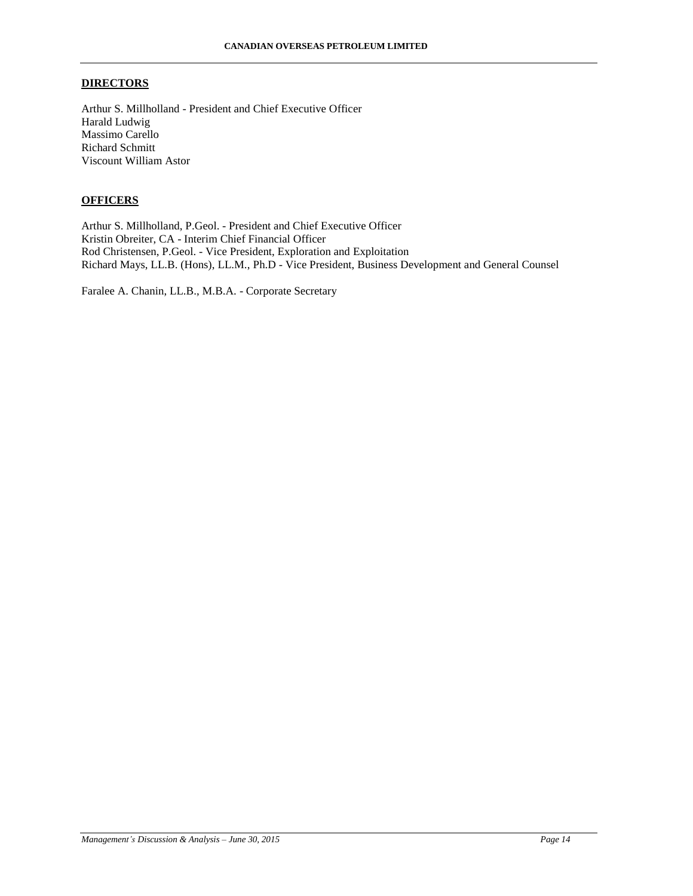## DIRECTORS

Arthur S. Millholland - President and Chief Executive Officer
Harald Ludwig
Massimo Carello
Richard Schmitt
Viscount William Astor

## OFFICERS

Arthur S. Millholland, P.Geol. - President and Chief Executive Officer
Kristin Obreiter, CA - Interim Chief Financial Officer
Rod Christensen, P.Geol. - Vice President, Exploration and Exploitation
Richard Mays, LL.B. (Hons), LL.M., Ph.D - Vice President, Business Development and General Counsel

Faralee A. Chanin, LL.B., M.B.A. - Corporate Secretary